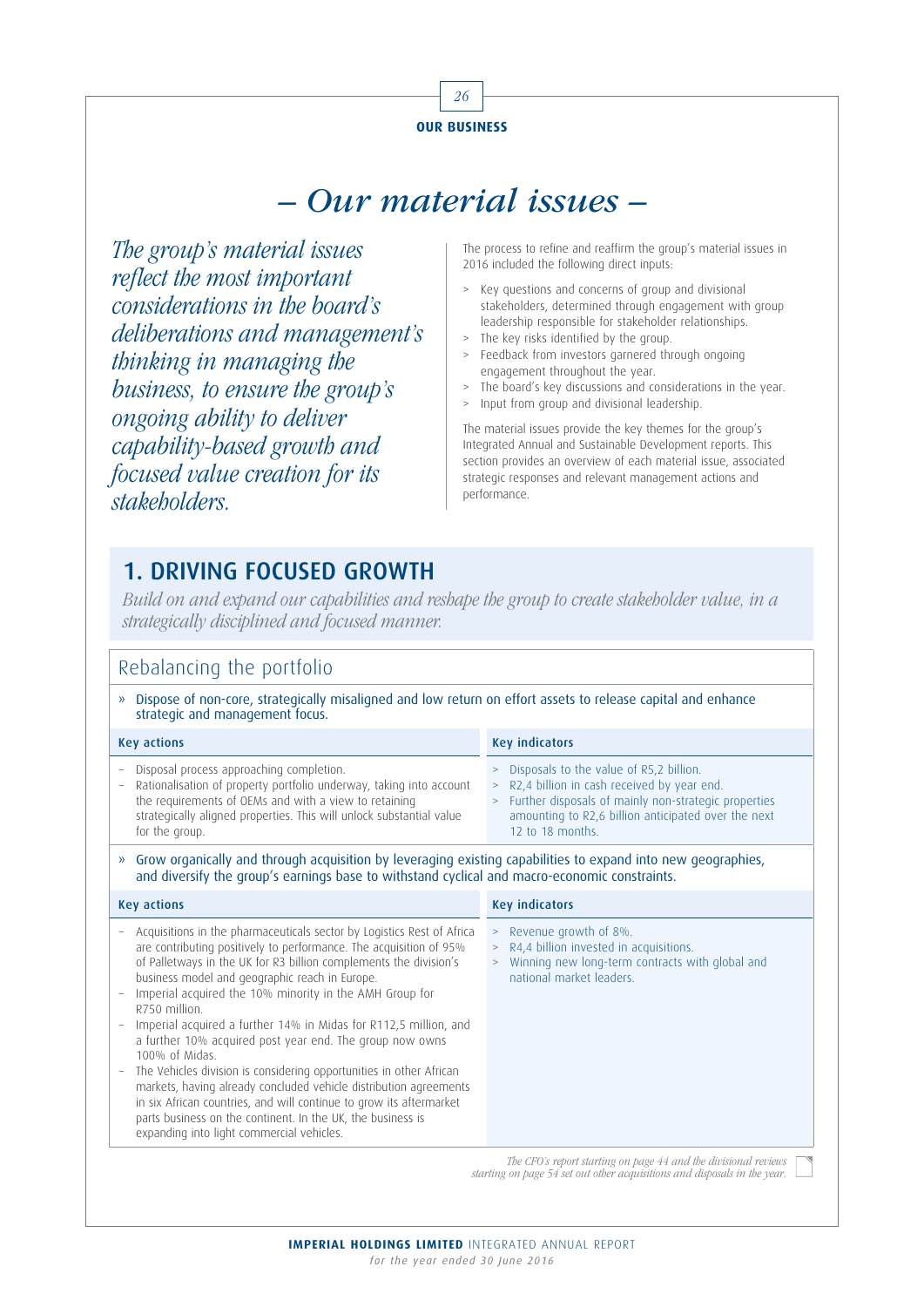OUR BUSINESS

# – Our material issues –

*The group's material issues reflect the most important considerations in the board's deliberations and management's thinking in managing the business, to ensure the group's ongoing ability to deliver capability-based growth and focused value creation for its stakeholders.*

The process to refine and reaffirm the group's material issues in 2016 included the following direct inputs:

> Key questions and concerns of group and divisional stakeholders, determined through engagement with group leadership responsible for stakeholder relationships.
> The key risks identified by the group.
> Feedback from investors garnered through ongoing engagement throughout the year.
> The board's key discussions and considerations in the year.
> Input from group and divisional leadership.

The material issues provide the key themes for the group's Integrated Annual and Sustainable Development reports. This section provides an overview of each material issue, associated strategic responses and relevant management actions and performance.

## 1. DRIVING FOCUSED GROWTH

*Build on and expand our capabilities and reshape the group to create stakeholder value, in a strategically disciplined and focused manner.*

### Rebalancing the portfolio

» Dispose of non-core, strategically misaligned and low return on effort assets to release capital and enhance strategic and management focus.

| Key actions | Key indicators |
|---|---|
| – Disposal process approaching completion.<br>– Rationalisation of property portfolio underway, taking into account the requirements of OEMs and with a view to retaining strategically aligned properties. This will unlock substantial value for the group. | > Disposals to the value of R5,2 billion.<br>> R2,4 billion in cash received by year end.<br>> Further disposals of mainly non-strategic properties amounting to R2,6 billion anticipated over the next 12 to 18 months. |

» Grow organically and through acquisition by leveraging existing capabilities to expand into new geographies, and diversify the group's earnings base to withstand cyclical and macro-economic constraints.

| Key actions | Key indicators |
|---|---|
| – Acquisitions in the pharmaceuticals sector by Logistics Rest of Africa are contributing positively to performance. The acquisition of 95% of Palletways in the UK for R3 billion complements the division's business model and geographic reach in Europe.<br>– Imperial acquired the 10% minority in the AMH Group for R750 million.<br>– Imperial acquired a further 14% in Midas for R112,5 million, and a further 10% acquired post year end. The group now owns 100% of Midas.<br>– The Vehicles division is considering opportunities in other African markets, having already concluded vehicle distribution agreements in six African countries, and will continue to grow its aftermarket parts business on the continent. In the UK, the business is expanding into light commercial vehicles. | > Revenue growth of 8%.<br>> R4,4 billion invested in acquisitions.<br>> Winning new long-term contracts with global and national market leaders. |

*The CFO's report starting on page 44 and the divisional reviews starting on page 54 set out other acquisitions and disposals in the year.*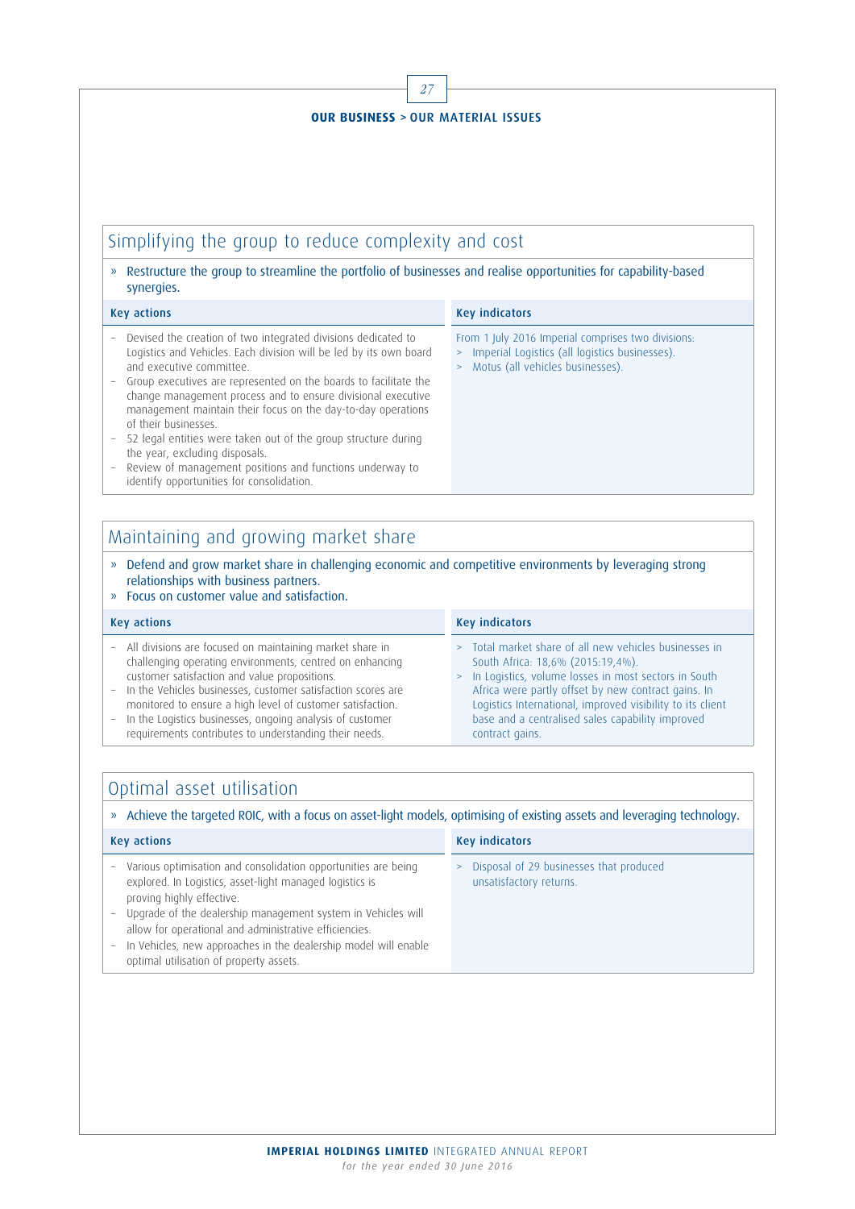## OUR BUSINESS > OUR MATERIAL ISSUES

### Simplifying the group to reduce complexity and cost

» Restructure the group to streamline the portfolio of businesses and realise opportunities for capability-based synergies.

| Key actions | Key indicators |
|---|---|
| – Devised the creation of two integrated divisions dedicated to Logistics and Vehicles. Each division will be led by its own board and executive committee.<br>– Group executives are represented on the boards to facilitate the change management process and to ensure divisional executive management maintain their focus on the day-to-day operations of their businesses.<br>– 52 legal entities were taken out of the group structure during the year, excluding disposals.<br>– Review of management positions and functions underway to identify opportunities for consolidation. | From 1 July 2016 Imperial comprises two divisions:<br>> Imperial Logistics (all logistics businesses).<br>> Motus (all vehicles businesses). |

### Maintaining and growing market share

» Defend and grow market share in challenging economic and competitive environments by leveraging strong relationships with business partners.
» Focus on customer value and satisfaction.

| Key actions | Key indicators |
|---|---|
| – All divisions are focused on maintaining market share in challenging operating environments, centred on enhancing customer satisfaction and value propositions.<br>– In the Vehicles businesses, customer satisfaction scores are monitored to ensure a high level of customer satisfaction.<br>– In the Logistics businesses, ongoing analysis of customer requirements contributes to understanding their needs. | > Total market share of all new vehicles businesses in South Africa: 18,6% (2015:19,4%).<br>> In Logistics, volume losses in most sectors in South Africa were partly offset by new contract gains. In Logistics International, improved visibility to its client base and a centralised sales capability improved contract gains. |

### Optimal asset utilisation

» Achieve the targeted ROIC, with a focus on asset-light models, optimising of existing assets and leveraging technology.

| Key actions | Key indicators |
|---|---|
| – Various optimisation and consolidation opportunities are being explored. In Logistics, asset-light managed logistics is proving highly effective.<br>– Upgrade of the dealership management system in Vehicles will allow for operational and administrative efficiencies.<br>– In Vehicles, new approaches in the dealership model will enable optimal utilisation of property assets. | > Disposal of 29 businesses that produced unsatisfactory returns. |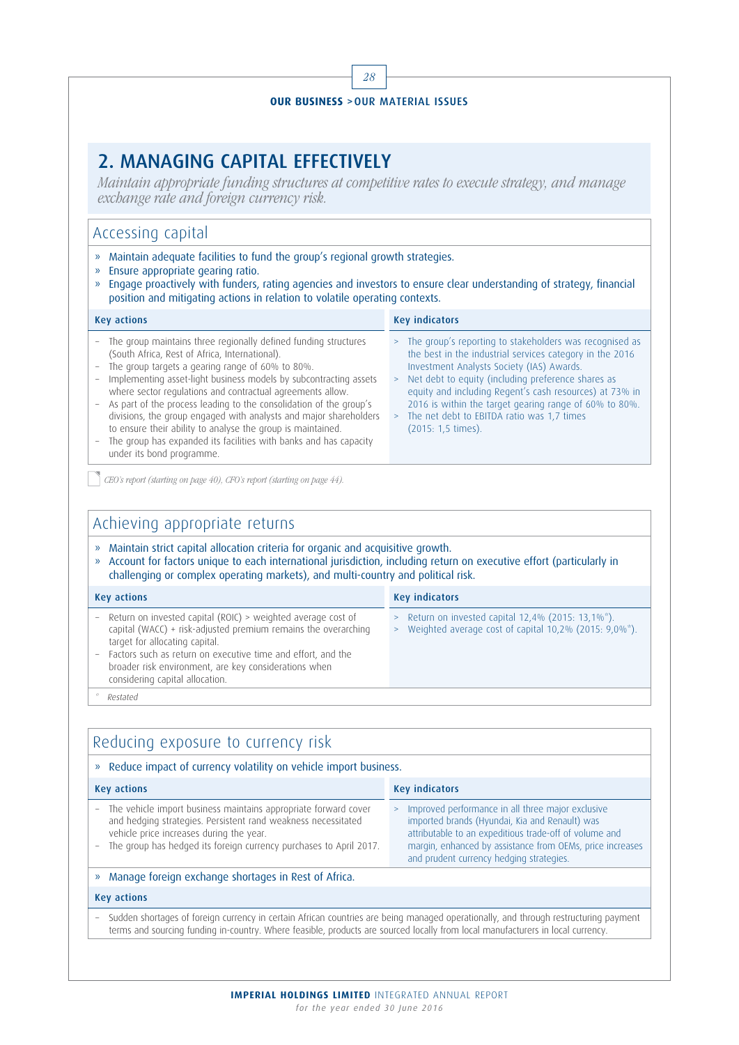# 2. MANAGING CAPITAL EFFECTIVELY

*Maintain appropriate funding structures at competitive rates to execute strategy, and manage exchange rate and foreign currency risk.*

## Accessing capital

- Maintain adequate facilities to fund the group's regional growth strategies.
- Ensure appropriate gearing ratio.
- Engage proactively with funders, rating agencies and investors to ensure clear understanding of strategy, financial position and mitigating actions in relation to volatile operating contexts.

| Key actions | Key indicators |
|---|---|
| – The group maintains three regionally defined funding structures (South Africa, Rest of Africa, International).<br>– The group targets a gearing range of 60% to 80%.<br>– Implementing asset-light business models by subcontracting assets where sector regulations and contractual agreements allow.<br>– As part of the process leading to the consolidation of the group's divisions, the group engaged with analysts and major shareholders to ensure their ability to analyse the group is maintained.<br>– The group has expanded its facilities with banks and has capacity under its bond programme. | > The group's reporting to stakeholders was recognised as the best in the industrial services category in the 2016 Investment Analysts Society (IAS) Awards.<br>> Net debt to equity (including preference shares as equity and including Regent's cash resources) at 73% in 2016 is within the target gearing range of 60% to 80%.<br>> The net debt to EBITDA ratio was 1,7 times (2015: 1,5 times). |

*CEO's report (starting on page 40), CFO's report (starting on page 44).*

## Achieving appropriate returns

- Maintain strict capital allocation criteria for organic and acquisitive growth.
- Account for factors unique to each international jurisdiction, including return on executive effort (particularly in challenging or complex operating markets), and multi-country and political risk.

| Key actions | Key indicators |
|---|---|
| – Return on invested capital (ROIC) > weighted average cost of capital (WACC) + risk-adjusted premium remains the overarching target for allocating capital.<br>– Factors such as return on executive time and effort, and the broader risk environment, are key considerations when considering capital allocation. | > Return on invested capital 12,4% (2015: 13,1%*).<br>> Weighted average cost of capital 10,2% (2015: 9,0%*). |

\* Restated

## Reducing exposure to currency risk

- Reduce impact of currency volatility on vehicle import business.

| Key actions | Key indicators |
|---|---|
| – The vehicle import business maintains appropriate forward cover and hedging strategies. Persistent rand weakness necessitated vehicle price increases during the year.<br>– The group has hedged its foreign currency purchases to April 2017. | > Improved performance in all three major exclusive imported brands (Hyundai, Kia and Renault) was attributable to an expeditious trade-off of volume and margin, enhanced by assistance from OEMs, price increases and prudent currency hedging strategies. |

- Manage foreign exchange shortages in Rest of Africa.

**Key actions**

– Sudden shortages of foreign currency in certain African countries are being managed operationally, and through restructuring payment terms and sourcing funding in-country. Where feasible, products are sourced locally from local manufacturers in local currency.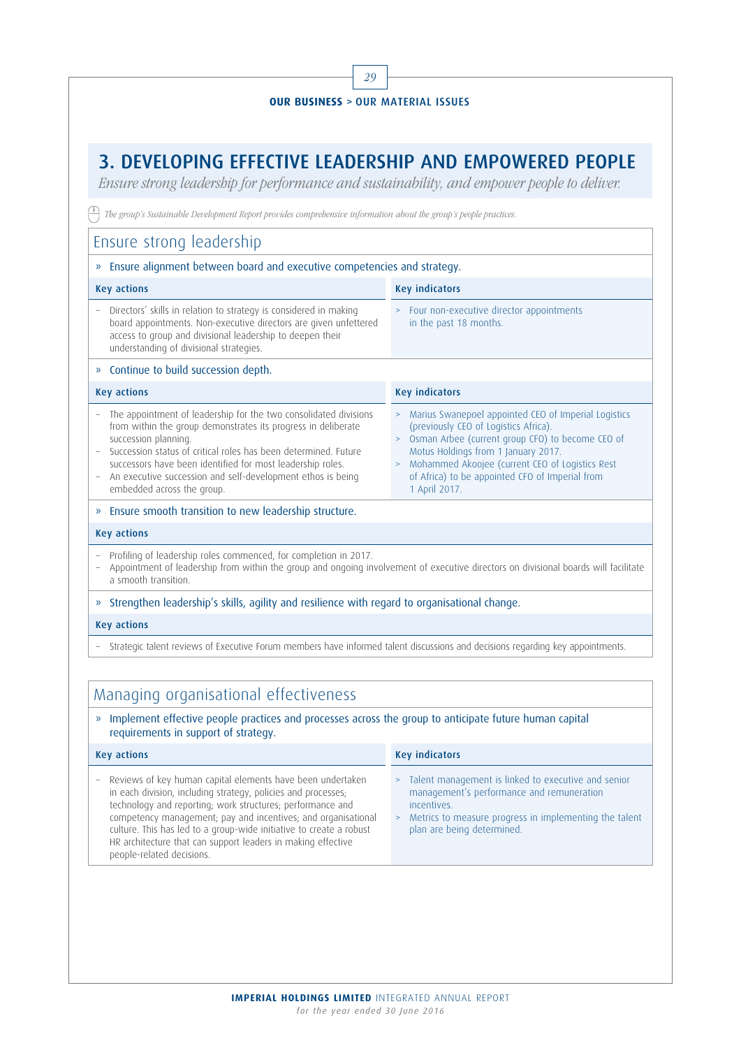**OUR BUSINESS** > OUR MATERIAL ISSUES

# 3. DEVELOPING EFFECTIVE LEADERSHIP AND EMPOWERED PEOPLE

*Ensure strong leadership for performance and sustainability, and empower people to deliver.*

*The group's Sustainable Development Report provides comprehensive information about the group's people practices.*

## Ensure strong leadership

» Ensure alignment between board and executive competencies and strategy.

| Key actions | Key indicators |
|---|---|
| – Directors' skills in relation to strategy is considered in making board appointments. Non-executive directors are given unfettered access to group and divisional leadership to deepen their understanding of divisional strategies. | > Four non-executive director appointments in the past 18 months. |

» Continue to build succession depth.

| Key actions | Key indicators |
|---|---|
| – The appointment of leadership for the two consolidated divisions from within the group demonstrates its progress in deliberate succession planning.<br>– Succession status of critical roles has been determined. Future successors have been identified for most leadership roles.<br>– An executive succession and self-development ethos is being embedded across the group. | > Marius Swanepoel appointed CEO of Imperial Logistics (previously CEO of Logistics Africa).<br>> Osman Arbee (current group CFO) to become CEO of Motus Holdings from 1 January 2017.<br>> Mohammed Akoojee (current CEO of Logistics Rest of Africa) to be appointed CFO of Imperial from 1 April 2017. |

» Ensure smooth transition to new leadership structure.

**Key actions**

- Profiling of leadership roles commenced, for completion in 2017.
- Appointment of leadership from within the group and ongoing involvement of executive directors on divisional boards will facilitate a smooth transition.

» Strengthen leadership's skills, agility and resilience with regard to organisational change.

**Key actions**

- Strategic talent reviews of Executive Forum members have informed talent discussions and decisions regarding key appointments.

## Managing organisational effectiveness

» Implement effective people practices and processes across the group to anticipate future human capital requirements in support of strategy.

| Key actions | Key indicators |
|---|---|
| – Reviews of key human capital elements have been undertaken in each division, including strategy, policies and processes; technology and reporting; work structures; performance and competency management; pay and incentives; and organisational culture. This has led to a group-wide initiative to create a robust HR architecture that can support leaders in making effective people-related decisions. | > Talent management is linked to executive and senior management's performance and remuneration incentives.<br>> Metrics to measure progress in implementing the talent plan are being determined. |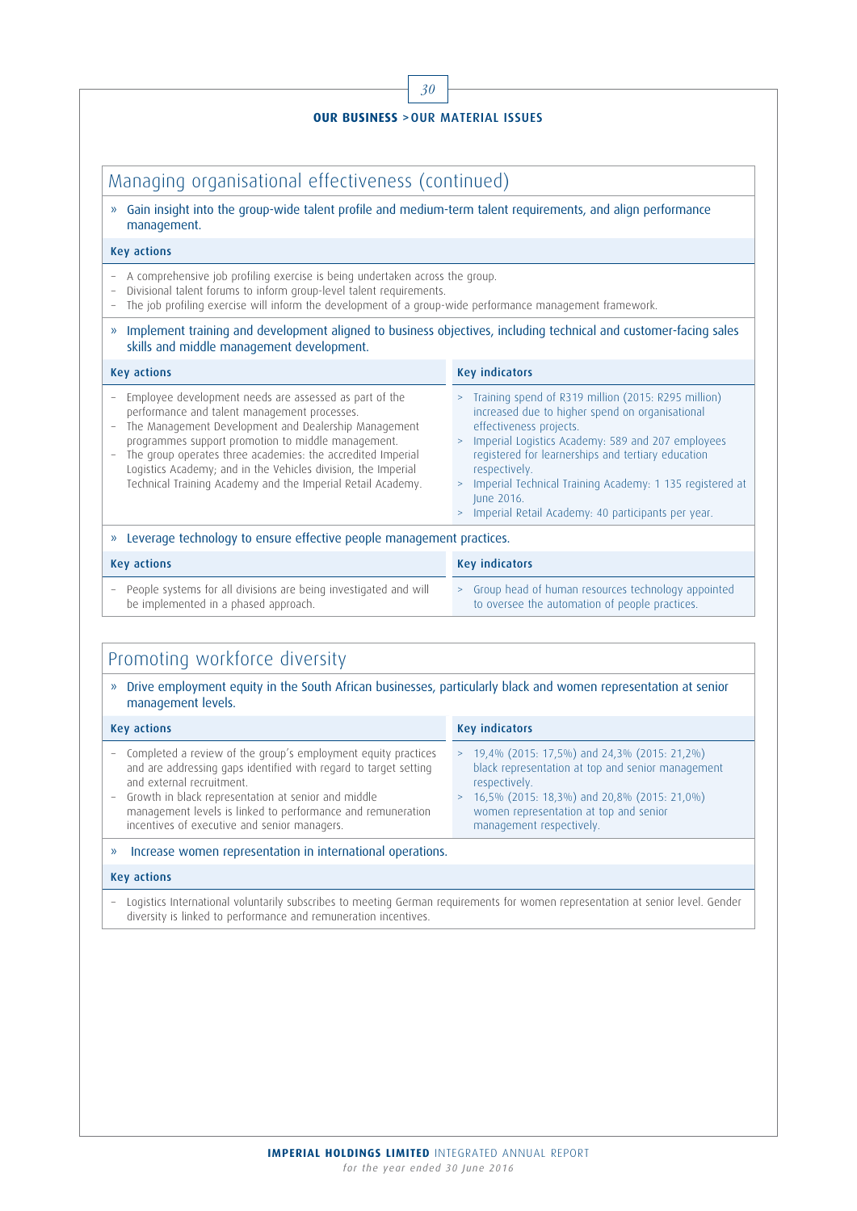**OUR BUSINESS** > OUR MATERIAL ISSUES

## Managing organisational effectiveness (continued)

» Gain insight into the group-wide talent profile and medium-term talent requirements, and align performance management.

**Key actions**

- A comprehensive job profiling exercise is being undertaken across the group.
- Divisional talent forums to inform group-level talent requirements.
- The job profiling exercise will inform the development of a group-wide performance management framework.

» Implement training and development aligned to business objectives, including technical and customer-facing sales skills and middle management development.

| Key actions | Key indicators |
|---|---|
| – Employee development needs are assessed as part of the performance and talent management processes.<br>– The Management Development and Dealership Management programmes support promotion to middle management.<br>– The group operates three academies: the accredited Imperial Logistics Academy; and in the Vehicles division, the Imperial Technical Training Academy and the Imperial Retail Academy. | > Training spend of R319 million (2015: R295 million) increased due to higher spend on organisational effectiveness projects.<br>> Imperial Logistics Academy: 589 and 207 employees registered for learnerships and tertiary education respectively.<br>> Imperial Technical Training Academy: 1 135 registered at June 2016.<br>> Imperial Retail Academy: 40 participants per year. |

» Leverage technology to ensure effective people management practices.

| Key actions | Key indicators |
|---|---|
| – People systems for all divisions are being investigated and will be implemented in a phased approach. | > Group head of human resources technology appointed to oversee the automation of people practices. |

## Promoting workforce diversity

» Drive employment equity in the South African businesses, particularly black and women representation at senior management levels.

| Key actions | Key indicators |
|---|---|
| – Completed a review of the group's employment equity practices and are addressing gaps identified with regard to target setting and external recruitment.<br>– Growth in black representation at senior and middle management levels is linked to performance and remuneration incentives of executive and senior managers. | > 19,4% (2015: 17,5%) and 24,3% (2015: 21,2%) black representation at top and senior management respectively.<br>> 16,5% (2015: 18,3%) and 20,8% (2015: 21,0%) women representation at top and senior management respectively. |

» Increase women representation in international operations.

**Key actions**

- Logistics International voluntarily subscribes to meeting German requirements for women representation at senior level. Gender diversity is linked to performance and remuneration incentives.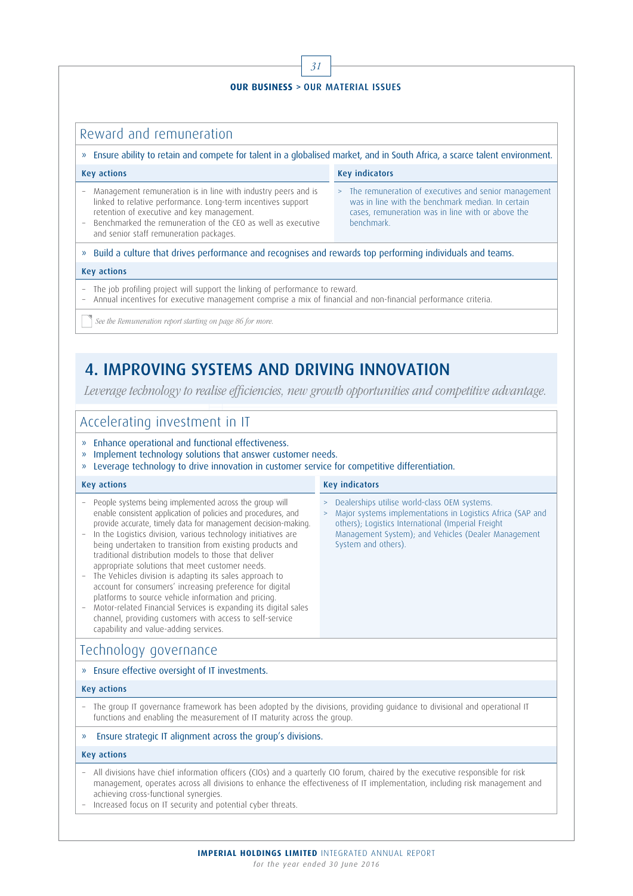OUR BUSINESS > OUR MATERIAL ISSUES

## Reward and remuneration

» Ensure ability to retain and compete for talent in a globalised market, and in South Africa, a scarce talent environment.

**Key actions**

- Management remuneration is in line with industry peers and is linked to relative performance. Long-term incentives support retention of executive and key management.
- Benchmarked the remuneration of the CEO as well as executive and senior staff remuneration packages.

**Key indicators**

> The remuneration of executives and senior management was in line with the benchmark median. In certain cases, remuneration was in line with or above the benchmark.

» Build a culture that drives performance and recognises and rewards top performing individuals and teams.

**Key actions**

- The job profiling project will support the linking of performance to reward.
- Annual incentives for executive management comprise a mix of financial and non-financial performance criteria.

*See the Remuneration report starting on page 86 for more.*

# 4. IMPROVING SYSTEMS AND DRIVING INNOVATION

*Leverage technology to realise efficiencies, new growth opportunities and competitive advantage.*

## Accelerating investment in IT

» Enhance operational and functional effectiveness.
» Implement technology solutions that answer customer needs.
» Leverage technology to drive innovation in customer service for competitive differentiation.

**Key actions**

- People systems being implemented across the group will enable consistent application of policies and procedures, and provide accurate, timely data for management decision-making.
- In the Logistics division, various technology initiatives are being undertaken to transition from existing products and traditional distribution models to those that deliver appropriate solutions that meet customer needs.
- The Vehicles division is adapting its sales approach to account for consumers' increasing preference for digital platforms to source vehicle information and pricing.
- Motor-related Financial Services is expanding its digital sales channel, providing customers with access to self-service capability and value-adding services.

**Key indicators**

> Dealerships utilise world-class OEM systems.
> Major systems implementations in Logistics Africa (SAP and others); Logistics International (Imperial Freight Management System); and Vehicles (Dealer Management System and others).

## Technology governance

» Ensure effective oversight of IT investments.

**Key actions**

- The group IT governance framework has been adopted by the divisions, providing guidance to divisional and operational IT functions and enabling the measurement of IT maturity across the group.

» Ensure strategic IT alignment across the group's divisions.

**Key actions**

- All divisions have chief information officers (CIOs) and a quarterly CIO forum, chaired by the executive responsible for risk management, operates across all divisions to enhance the effectiveness of IT implementation, including risk management and achieving cross-functional synergies.
- Increased focus on IT security and potential cyber threats.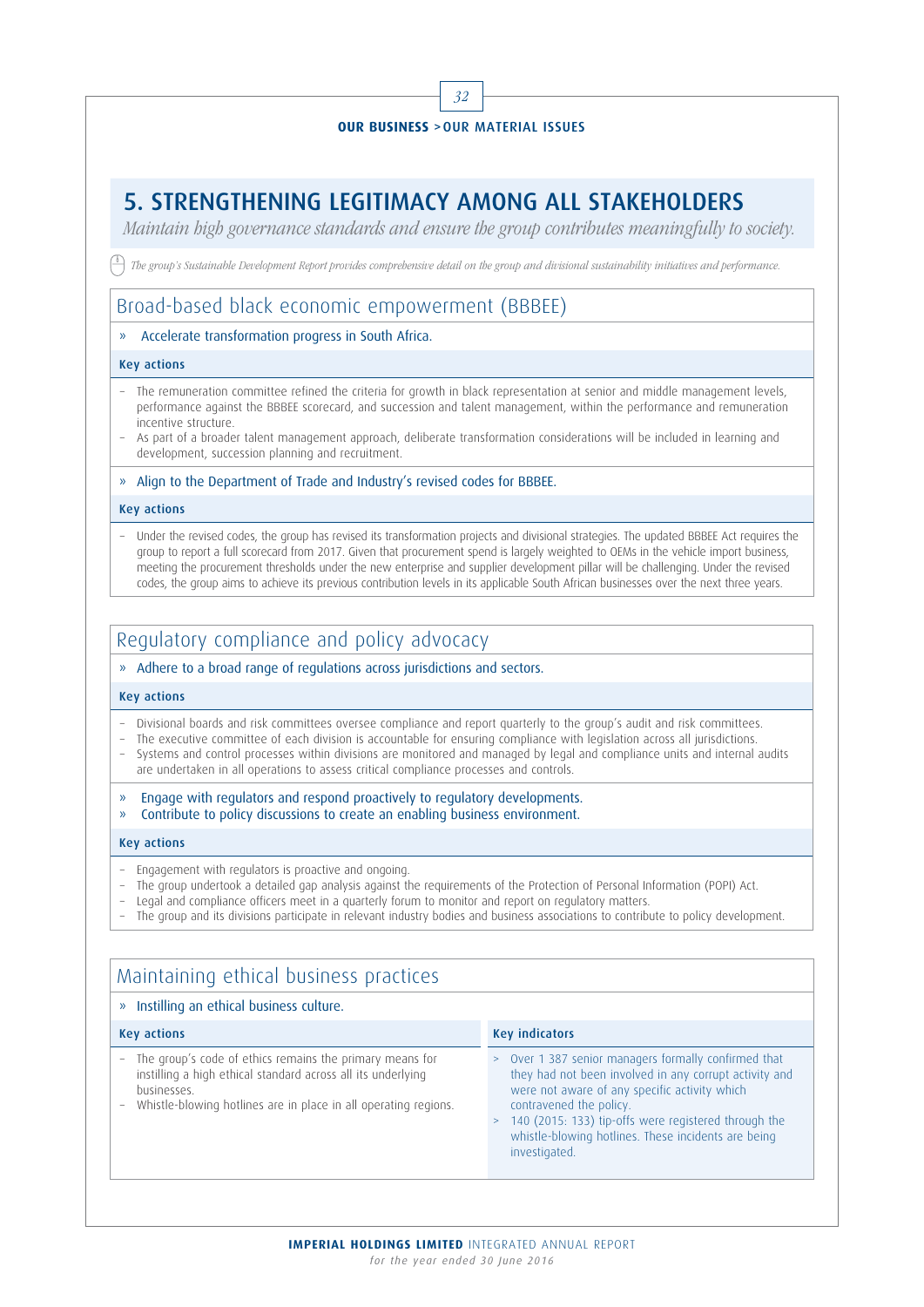# 5. STRENGTHENING LEGITIMACY AMONG ALL STAKEHOLDERS

*Maintain high governance standards and ensure the group contributes meaningfully to society.*

*The group's Sustainable Development Report provides comprehensive detail on the group and divisional sustainability initiatives and performance.*

## Broad-based black economic empowerment (BBBEE)

» Accelerate transformation progress in South Africa.

**Key actions**

- The remuneration committee refined the criteria for growth in black representation at senior and middle management levels, performance against the BBBEE scorecard, and succession and talent management, within the performance and remuneration incentive structure.
- As part of a broader talent management approach, deliberate transformation considerations will be included in learning and development, succession planning and recruitment.

» Align to the Department of Trade and Industry's revised codes for BBBEE.

**Key actions**

- Under the revised codes, the group has revised its transformation projects and divisional strategies. The updated BBBEE Act requires the group to report a full scorecard from 2017. Given that procurement spend is largely weighted to OEMs in the vehicle import business, meeting the procurement thresholds under the new enterprise and supplier development pillar will be challenging. Under the revised codes, the group aims to achieve its previous contribution levels in its applicable South African businesses over the next three years.

## Regulatory compliance and policy advocacy

» Adhere to a broad range of regulations across jurisdictions and sectors.

**Key actions**

- Divisional boards and risk committees oversee compliance and report quarterly to the group's audit and risk committees.
- The executive committee of each division is accountable for ensuring compliance with legislation across all jurisdictions.
- Systems and control processes within divisions are monitored and managed by legal and compliance units and internal audits are undertaken in all operations to assess critical compliance processes and controls.

» Engage with regulators and respond proactively to regulatory developments.
» Contribute to policy discussions to create an enabling business environment.

**Key actions**

- Engagement with regulators is proactive and ongoing.
- The group undertook a detailed gap analysis against the requirements of the Protection of Personal Information (POPI) Act.
- Legal and compliance officers meet in a quarterly forum to monitor and report on regulatory matters.
- The group and its divisions participate in relevant industry bodies and business associations to contribute to policy development.

## Maintaining ethical business practices

» Instilling an ethical business culture.

**Key actions**

- The group's code of ethics remains the primary means for instilling a high ethical standard across all its underlying businesses.
- Whistle-blowing hotlines are in place in all operating regions.

**Key indicators**

> Over 1 387 senior managers formally confirmed that they had not been involved in any corrupt activity and were not aware of any specific activity which contravened the policy.
> 140 (2015: 133) tip-offs were registered through the whistle-blowing hotlines. These incidents are being investigated.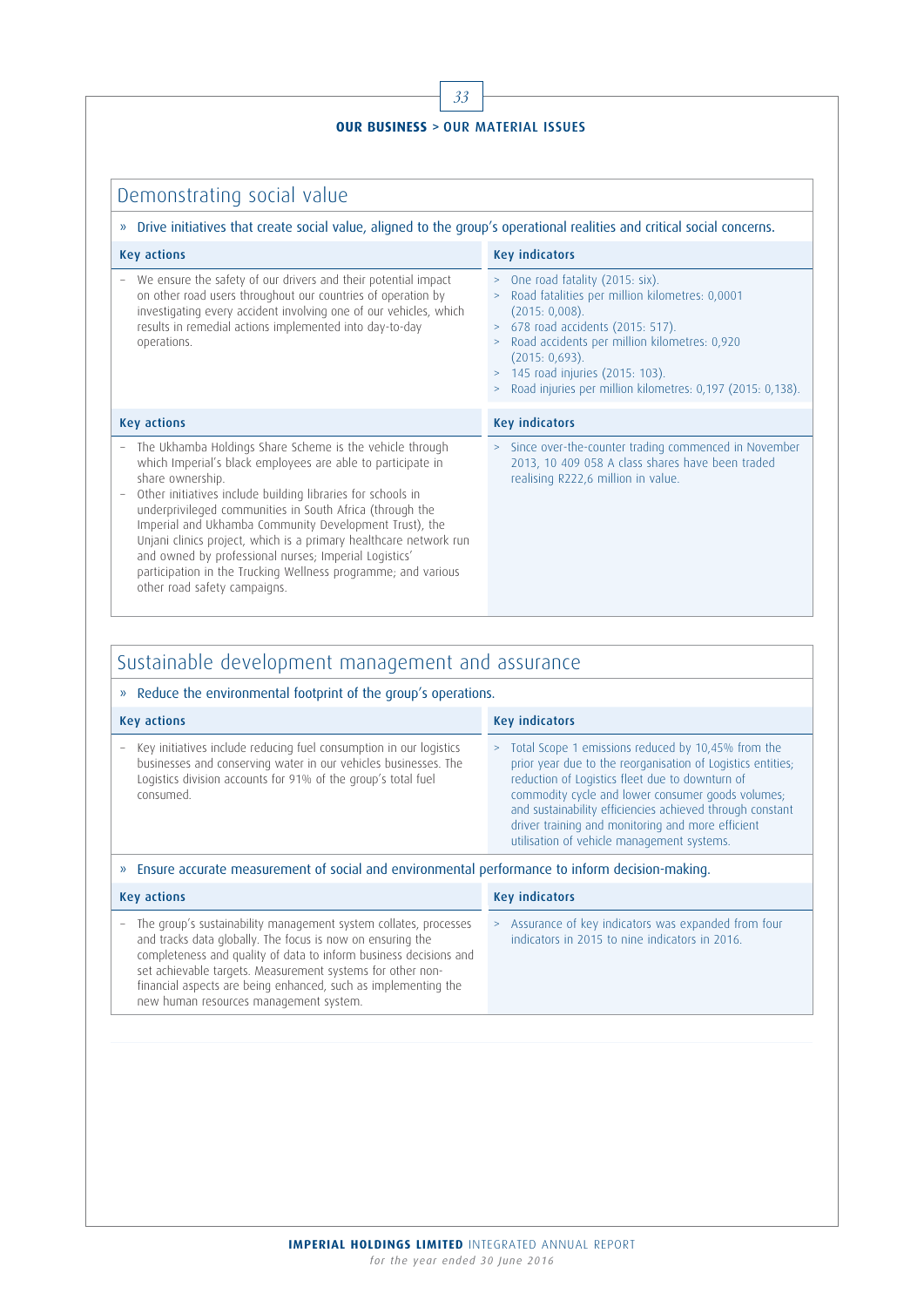**OUR BUSINESS** > **OUR MATERIAL ISSUES**

## Demonstrating social value

» Drive initiatives that create social value, aligned to the group's operational realities and critical social concerns.

| Key actions | Key indicators |
|---|---|
| – We ensure the safety of our drivers and their potential impact on other road users throughout our countries of operation by investigating every accident involving one of our vehicles, which results in remedial actions implemented into day-to-day operations. | > One road fatality (2015: six).<br>> Road fatalities per million kilometres: 0,0001 (2015: 0,008).<br>> 678 road accidents (2015: 517).<br>> Road accidents per million kilometres: 0,920 (2015: 0,693).<br>> 145 road injuries (2015: 103).<br>> Road injuries per million kilometres: 0,197 (2015: 0,138). |

| Key actions | Key indicators |
|---|---|
| – The Ukhamba Holdings Share Scheme is the vehicle through which Imperial's black employees are able to participate in share ownership.<br>– Other initiatives include building libraries for schools in underprivileged communities in South Africa (through the Imperial and Ukhamba Community Development Trust), the Unjani clinics project, which is a primary healthcare network run and owned by professional nurses; Imperial Logistics' participation in the Trucking Wellness programme; and various other road safety campaigns. | > Since over-the-counter trading commenced in November 2013, 10 409 058 A class shares have been traded realising R222,6 million in value. |

## Sustainable development management and assurance

» Reduce the environmental footprint of the group's operations.

| Key actions | Key indicators |
|---|---|
| – Key initiatives include reducing fuel consumption in our logistics businesses and conserving water in our vehicles businesses. The Logistics division accounts for 91% of the group's total fuel consumed. | > Total Scope 1 emissions reduced by 10,45% from the prior year due to the reorganisation of Logistics entities; reduction of Logistics fleet due to downturn of commodity cycle and lower consumer goods volumes; and sustainability efficiencies achieved through constant driver training and monitoring and more efficient utilisation of vehicle management systems. |

» Ensure accurate measurement of social and environmental performance to inform decision-making.

| Key actions | Key indicators |
|---|---|
| – The group's sustainability management system collates, processes and tracks data globally. The focus is now on ensuring the completeness and quality of data to inform business decisions and set achievable targets. Measurement systems for other non-financial aspects are being enhanced, such as implementing the new human resources management system. | > Assurance of key indicators was expanded from four indicators in 2015 to nine indicators in 2016. |